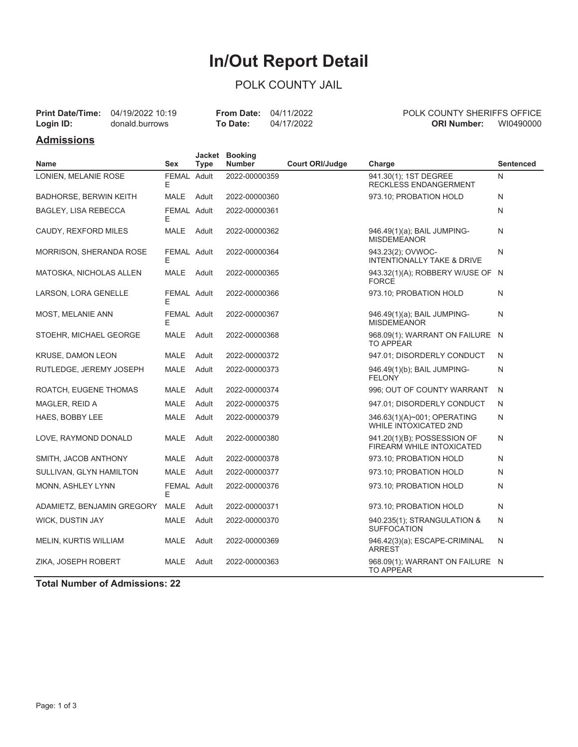# In/Out Report Detail

## POLK COUNTY JAIL

**Print Date/Time:** 04/19/2022 10:19
**Login ID:** donald.burrows

**From Date:** 04/11/2022
**To Date:** 04/17/2022

POLK COUNTY SHERIFFS OFFICE
**ORI Number:** WI0490000

### Admissions

| Name | Sex | Jacket Type | Booking Number | Court ORI/Judge | Charge | Sentenced |
|---|---|---|---|---|---|---|
| LONIEN, MELANIE ROSE | FEMALE | Adult | 2022-00000359 | | 941.30(1); 1ST DEGREE RECKLESS ENDANGERMENT | N |
| BADHORSE, BERWIN KEITH | MALE | Adult | 2022-00000360 | | 973.10; PROBATION HOLD | N |
| BAGLEY, LISA REBECCA | FEMALE | Adult | 2022-00000361 | | | N |
| CAUDY, REXFORD MILES | MALE | Adult | 2022-00000362 | | 946.49(1)(a); BAIL JUMPING-MISDEMEANOR | N |
| MORRISON, SHERANDA ROSE | FEMALE | Adult | 2022-00000364 | | 943.23(2); OVWOC-INTENTIONALLY TAKE & DRIVE | N |
| MATOSKA, NICHOLAS ALLEN | MALE | Adult | 2022-00000365 | | 943.32(1)(A); ROBBERY W/USE OF FORCE | N |
| LARSON, LORA GENELLE | FEMALE | Adult | 2022-00000366 | | 973.10; PROBATION HOLD | N |
| MOST, MELANIE ANN | FEMALE | Adult | 2022-00000367 | | 946.49(1)(a); BAIL JUMPING-MISDEMEANOR | N |
| STOEHR, MICHAEL GEORGE | MALE | Adult | 2022-00000368 | | 968.09(1); WARRANT ON FAILURE TO APPEAR | N |
| KRUSE, DAMON LEON | MALE | Adult | 2022-00000372 | | 947.01; DISORDERLY CONDUCT | N |
| RUTLEDGE, JEREMY JOSEPH | MALE | Adult | 2022-00000373 | | 946.49(1)(b); BAIL JUMPING-FELONY | N |
| ROATCH, EUGENE THOMAS | MALE | Adult | 2022-00000374 | | 996; OUT OF COUNTY WARRANT | N |
| MAGLER, REID A | MALE | Adult | 2022-00000375 | | 947.01; DISORDERLY CONDUCT | N |
| HAES, BOBBY LEE | MALE | Adult | 2022-00000379 | | 346.63(1)(A)~001; OPERATING WHILE INTOXICATED 2ND | N |
| LOVE, RAYMOND DONALD | MALE | Adult | 2022-00000380 | | 941.20(1)(B); POSSESSION OF FIREARM WHILE INTOXICATED | N |
| SMITH, JACOB ANTHONY | MALE | Adult | 2022-00000378 | | 973.10; PROBATION HOLD | N |
| SULLIVAN, GLYN HAMILTON | MALE | Adult | 2022-00000377 | | 973.10; PROBATION HOLD | N |
| MONN, ASHLEY LYNN | FEMALE | Adult | 2022-00000376 | | 973.10; PROBATION HOLD | N |
| ADAMIETZ, BENJAMIN GREGORY | MALE | Adult | 2022-00000371 | | 973.10; PROBATION HOLD | N |
| WICK, DUSTIN JAY | MALE | Adult | 2022-00000370 | | 940.235(1); STRANGULATION & SUFFOCATION | N |
| MELIN, KURTIS WILLIAM | MALE | Adult | 2022-00000369 | | 946.42(3)(a); ESCAPE-CRIMINAL ARREST | N |
| ZIKA, JOSEPH ROBERT | MALE | Adult | 2022-00000363 | | 968.09(1); WARRANT ON FAILURE TO APPEAR | N |

**Total Number of Admissions: 22**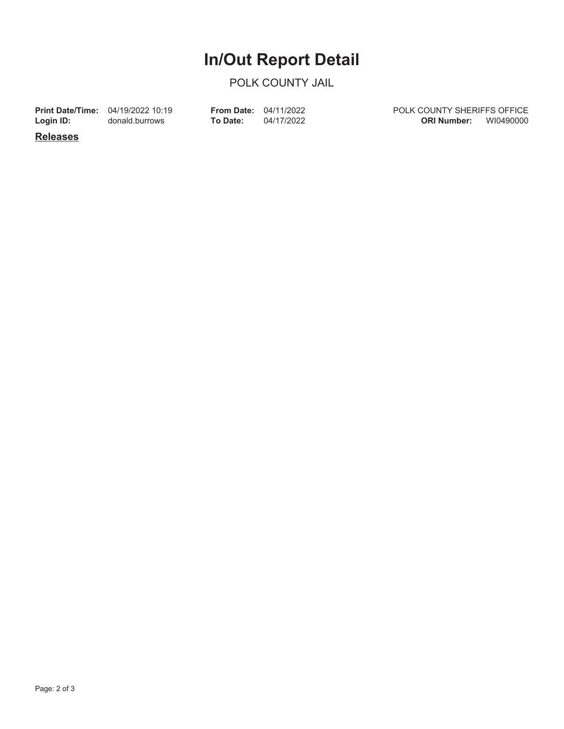# In/Out Report Detail

POLK COUNTY JAIL

| | | | | | |
|---|---|---|---|---|---|
| **Print Date/Time:** | 04/19/2022 10:19 | **From Date:** | 04/11/2022 | POLK COUNTY SHERIFFS OFFICE | |
| **Login ID:** | donald.burrows | **To Date:** | 04/17/2022 | **ORI Number:** | WI0490000 |

**Releases**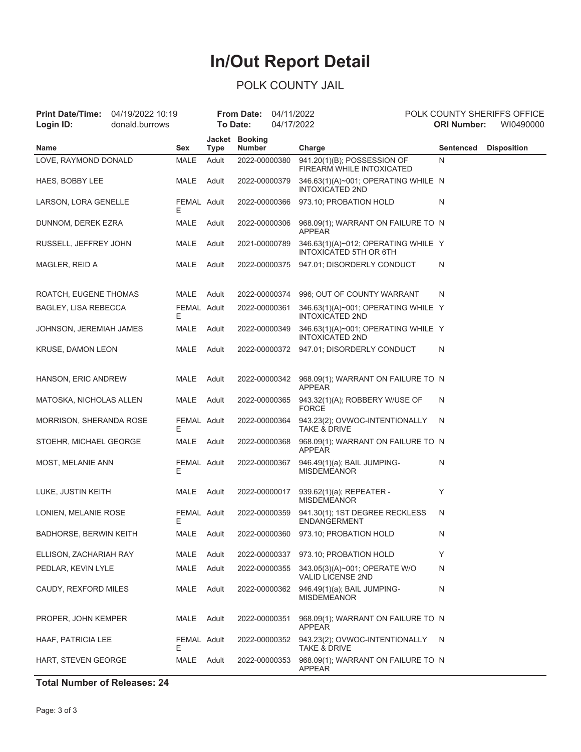# In/Out Report Detail

## POLK COUNTY JAIL

**Print Date/Time:** 04/19/2022 10:19
**Login ID:** donald.burrows

**From Date:** 04/11/2022
**To Date:** 04/17/2022

POLK COUNTY SHERIFFS OFFICE
**ORI Number:** WI0490000

| Name | Sex | Jacket Type | Booking Number | Charge | Sentenced | Disposition |
|---|---|---|---|---|---|---|
| LOVE, RAYMOND DONALD | MALE | Adult | 2022-00000380 | 941.20(1)(B); POSSESSION OF FIREARM WHILE INTOXICATED | N | |
| HAES, BOBBY LEE | MALE | Adult | 2022-00000379 | 346.63(1)(A)~001; OPERATING WHILE INTOXICATED 2ND | N | |
| LARSON, LORA GENELLE | FEMALE | Adult | 2022-00000366 | 973.10; PROBATION HOLD | N | |
| DUNNOM, DEREK EZRA | MALE | Adult | 2022-00000306 | 968.09(1); WARRANT ON FAILURE TO APPEAR | N | |
| RUSSELL, JEFFREY JOHN | MALE | Adult | 2021-00000789 | 346.63(1)(A)~012; OPERATING WHILE INTOXICATED 5TH OR 6TH | Y | |
| MAGLER, REID A | MALE | Adult | 2022-00000375 | 947.01; DISORDERLY CONDUCT | N | |
| ROATCH, EUGENE THOMAS | MALE | Adult | 2022-00000374 | 996; OUT OF COUNTY WARRANT | N | |
| BAGLEY, LISA REBECCA | FEMALE | Adult | 2022-00000361 | 346.63(1)(A)~001; OPERATING WHILE INTOXICATED 2ND | Y | |
| JOHNSON, JEREMIAH JAMES | MALE | Adult | 2022-00000349 | 346.63(1)(A)~001; OPERATING WHILE INTOXICATED 2ND | Y | |
| KRUSE, DAMON LEON | MALE | Adult | 2022-00000372 | 947.01; DISORDERLY CONDUCT | N | |
| HANSON, ERIC ANDREW | MALE | Adult | 2022-00000342 | 968.09(1); WARRANT ON FAILURE TO APPEAR | N | |
| MATOSKA, NICHOLAS ALLEN | MALE | Adult | 2022-00000365 | 943.32(1)(A); ROBBERY W/USE OF FORCE | N | |
| MORRISON, SHERANDA ROSE | FEMALE | Adult | 2022-00000364 | 943.23(2); OVWOC-INTENTIONALLY TAKE & DRIVE | N | |
| STOEHR, MICHAEL GEORGE | MALE | Adult | 2022-00000368 | 968.09(1); WARRANT ON FAILURE TO APPEAR | N | |
| MOST, MELANIE ANN | FEMALE | Adult | 2022-00000367 | 946.49(1)(a); BAIL JUMPING-MISDEMEANOR | N | |
| LUKE, JUSTIN KEITH | MALE | Adult | 2022-00000017 | 939.62(1)(a); REPEATER - MISDEMEANOR | Y | |
| LONIEN, MELANIE ROSE | FEMALE | Adult | 2022-00000359 | 941.30(1); 1ST DEGREE RECKLESS ENDANGERMENT | N | |
| BADHORSE, BERWIN KEITH | MALE | Adult | 2022-00000360 | 973.10; PROBATION HOLD | N | |
| ELLISON, ZACHARIAH RAY | MALE | Adult | 2022-00000337 | 973.10; PROBATION HOLD | Y | |
| PEDLAR, KEVIN LYLE | MALE | Adult | 2022-00000355 | 343.05(3)(A)~001; OPERATE W/O VALID LICENSE 2ND | N | |
| CAUDY, REXFORD MILES | MALE | Adult | 2022-00000362 | 946.49(1)(a); BAIL JUMPING-MISDEMEANOR | N | |
| PROPER, JOHN KEMPER | MALE | Adult | 2022-00000351 | 968.09(1); WARRANT ON FAILURE TO APPEAR | N | |
| HAAF, PATRICIA LEE | FEMALE | Adult | 2022-00000352 | 943.23(2); OVWOC-INTENTIONALLY TAKE & DRIVE | N | |
| HART, STEVEN GEORGE | MALE | Adult | 2022-00000353 | 968.09(1); WARRANT ON FAILURE TO APPEAR | N | |

**Total Number of Releases: 24**